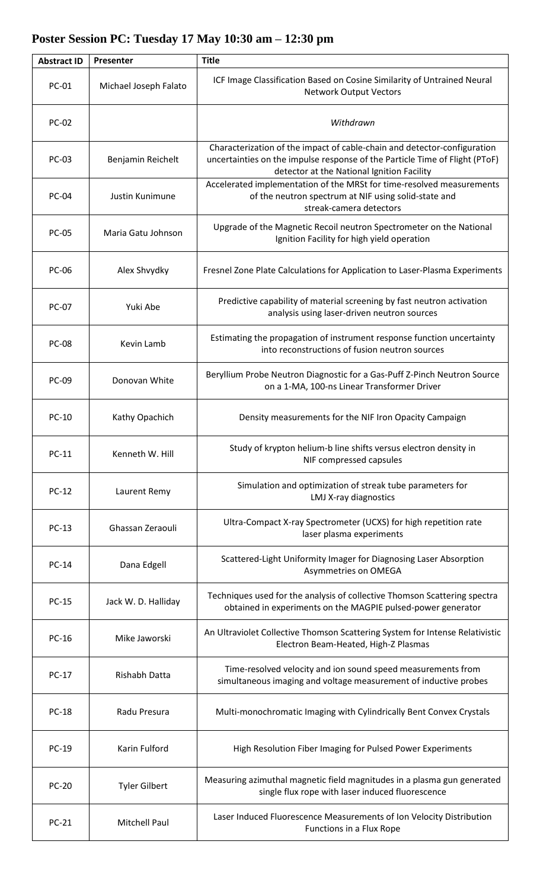## Poster Session PC: Tuesday 17 May 10:30 am – 12:30 pm

| Abstract ID | Presenter | Title |
|---|---|---|
| PC-01 | Michael Joseph Falato | ICF Image Classification Based on Cosine Similarity of Untrained Neural Network Output Vectors |
| PC-02 | | *Withdrawn* |
| PC-03 | Benjamin Reichelt | Characterization of the impact of cable-chain and detector-configuration uncertainties on the impulse response of the Particle Time of Flight (PToF) detector at the National Ignition Facility |
| PC-04 | Justin Kunimune | Accelerated implementation of the MRSt for time-resolved measurements of the neutron spectrum at NIF using solid-state and streak-camera detectors |
| PC-05 | Maria Gatu Johnson | Upgrade of the Magnetic Recoil neutron Spectrometer on the National Ignition Facility for high yield operation |
| PC-06 | Alex Shvydky | Fresnel Zone Plate Calculations for Application to Laser-Plasma Experiments |
| PC-07 | Yuki Abe | Predictive capability of material screening by fast neutron activation analysis using laser-driven neutron sources |
| PC-08 | Kevin Lamb | Estimating the propagation of instrument response function uncertainty into reconstructions of fusion neutron sources |
| PC-09 | Donovan White | Beryllium Probe Neutron Diagnostic for a Gas-Puff Z-Pinch Neutron Source on a 1-MA, 100-ns Linear Transformer Driver |
| PC-10 | Kathy Opachich | Density measurements for the NIF Iron Opacity Campaign |
| PC-11 | Kenneth W. Hill | Study of krypton helium-b line shifts versus electron density in NIF compressed capsules |
| PC-12 | Laurent Remy | Simulation and optimization of streak tube parameters for LMJ X-ray diagnostics |
| PC-13 | Ghassan Zeraouli | Ultra-Compact X-ray Spectrometer (UCXS) for high repetition rate laser plasma experiments |
| PC-14 | Dana Edgell | Scattered-Light Uniformity Imager for Diagnosing Laser Absorption Asymmetries on OMEGA |
| PC-15 | Jack W. D. Halliday | Techniques used for the analysis of collective Thomson Scattering spectra obtained in experiments on the MAGPIE pulsed-power generator |
| PC-16 | Mike Jaworski | An Ultraviolet Collective Thomson Scattering System for Intense Relativistic Electron Beam-Heated, High-Z Plasmas |
| PC-17 | Rishabh Datta | Time-resolved velocity and ion sound speed measurements from simultaneous imaging and voltage measurement of inductive probes |
| PC-18 | Radu Presura | Multi-monochromatic Imaging with Cylindrically Bent Convex Crystals |
| PC-19 | Karin Fulford | High Resolution Fiber Imaging for Pulsed Power Experiments |
| PC-20 | Tyler Gilbert | Measuring azimuthal magnetic field magnitudes in a plasma gun generated single flux rope with laser induced fluorescence |
| PC-21 | Mitchell Paul | Laser Induced Fluorescence Measurements of Ion Velocity Distribution Functions in a Flux Rope |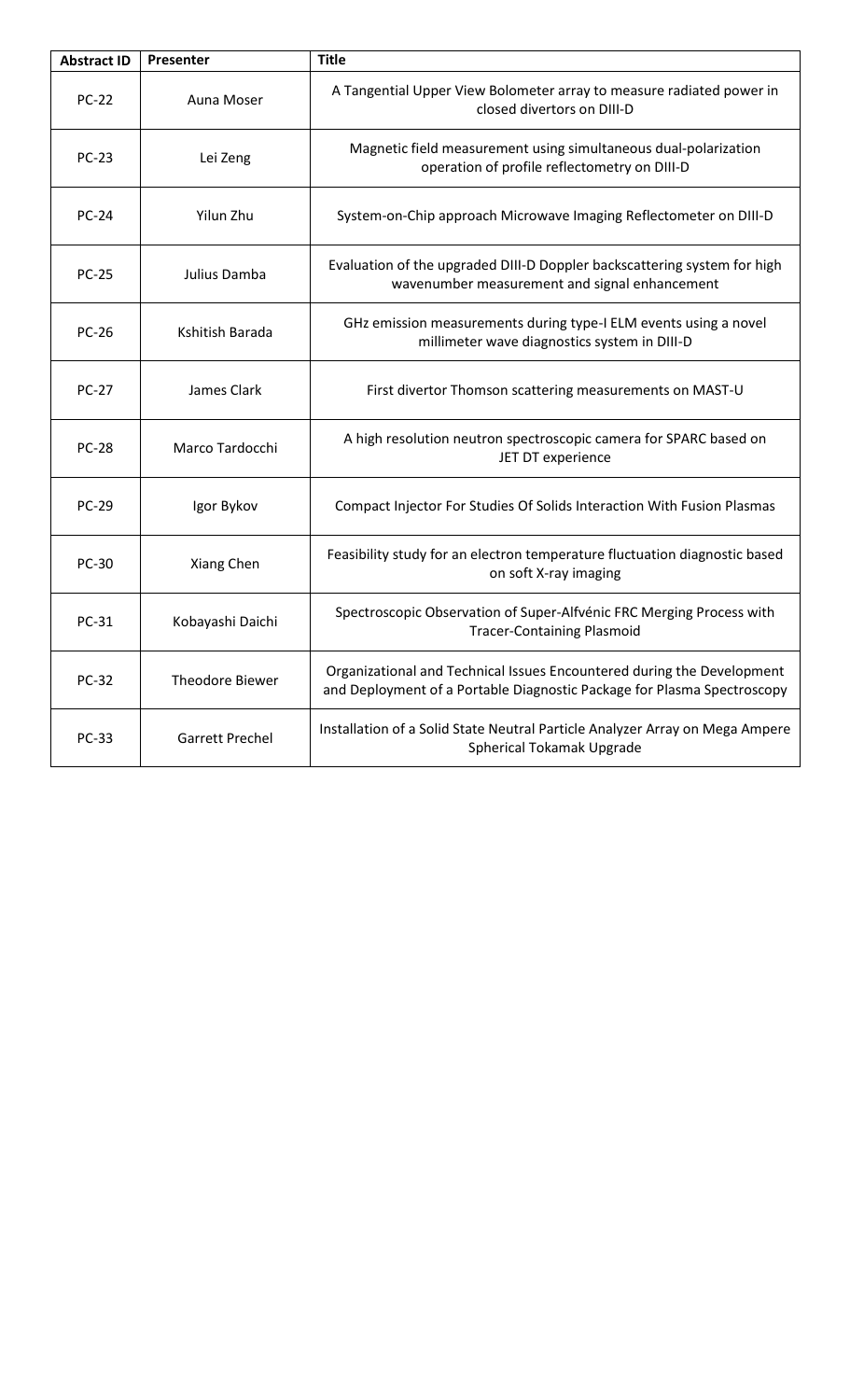| Abstract ID | Presenter | Title |
|---|---|---|
| PC-22 | Auna Moser | A Tangential Upper View Bolometer array to measure radiated power in closed divertors on DIII-D |
| PC-23 | Lei Zeng | Magnetic field measurement using simultaneous dual-polarization operation of profile reflectometry on DIII-D |
| PC-24 | Yilun Zhu | System-on-Chip approach Microwave Imaging Reflectometer on DIII-D |
| PC-25 | Julius Damba | Evaluation of the upgraded DIII-D Doppler backscattering system for high wavenumber measurement and signal enhancement |
| PC-26 | Kshitish Barada | GHz emission measurements during type-I ELM events using a novel millimeter wave diagnostics system in DIII-D |
| PC-27 | James Clark | First divertor Thomson scattering measurements on MAST-U |
| PC-28 | Marco Tardocchi | A high resolution neutron spectroscopic camera for SPARC based on JET DT experience |
| PC-29 | Igor Bykov | Compact Injector For Studies Of Solids Interaction With Fusion Plasmas |
| PC-30 | Xiang Chen | Feasibility study for an electron temperature fluctuation diagnostic based on soft X-ray imaging |
| PC-31 | Kobayashi Daichi | Spectroscopic Observation of Super-Alfvénic FRC Merging Process with Tracer-Containing Plasmoid |
| PC-32 | Theodore Biewer | Organizational and Technical Issues Encountered during the Development and Deployment of a Portable Diagnostic Package for Plasma Spectroscopy |
| PC-33 | Garrett Prechel | Installation of a Solid State Neutral Particle Analyzer Array on Mega Ampere Spherical Tokamak Upgrade |